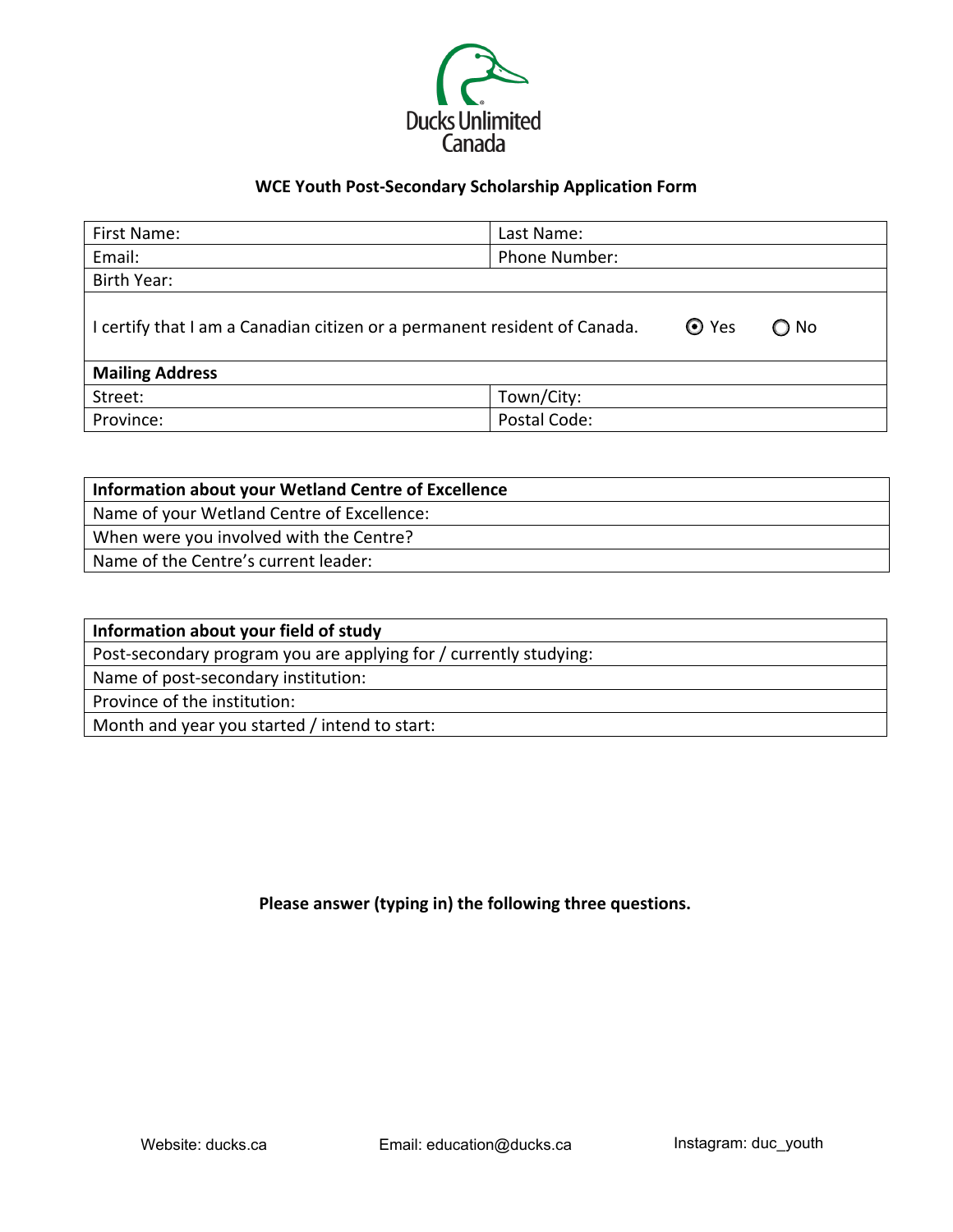Ducks Unlimited Canada

## WCE Youth Post-Secondary Scholarship Application Form

| First Name: | Last Name: |
|---|---|
| Email: | Phone Number: |
| Birth Year: | |
| I certify that I am a Canadian citizen or a permanent resident of Canada. | ◉ Yes ○ No |
| **Mailing Address** | |
| Street: | Town/City: |
| Province: | Postal Code: |

| **Information about your Wetland Centre of Excellence** |
|---|
| Name of your Wetland Centre of Excellence: |
| When were you involved with the Centre? |
| Name of the Centre's current leader: |

| **Information about your field of study** |
|---|
| Post-secondary program you are applying for / currently studying: |
| Name of post-secondary institution: |
| Province of the institution: |
| Month and year you started / intend to start: |

**Please answer (typing in) the following three questions.**

Website: ducks.ca Email: education@ducks.ca Instagram: duc_youth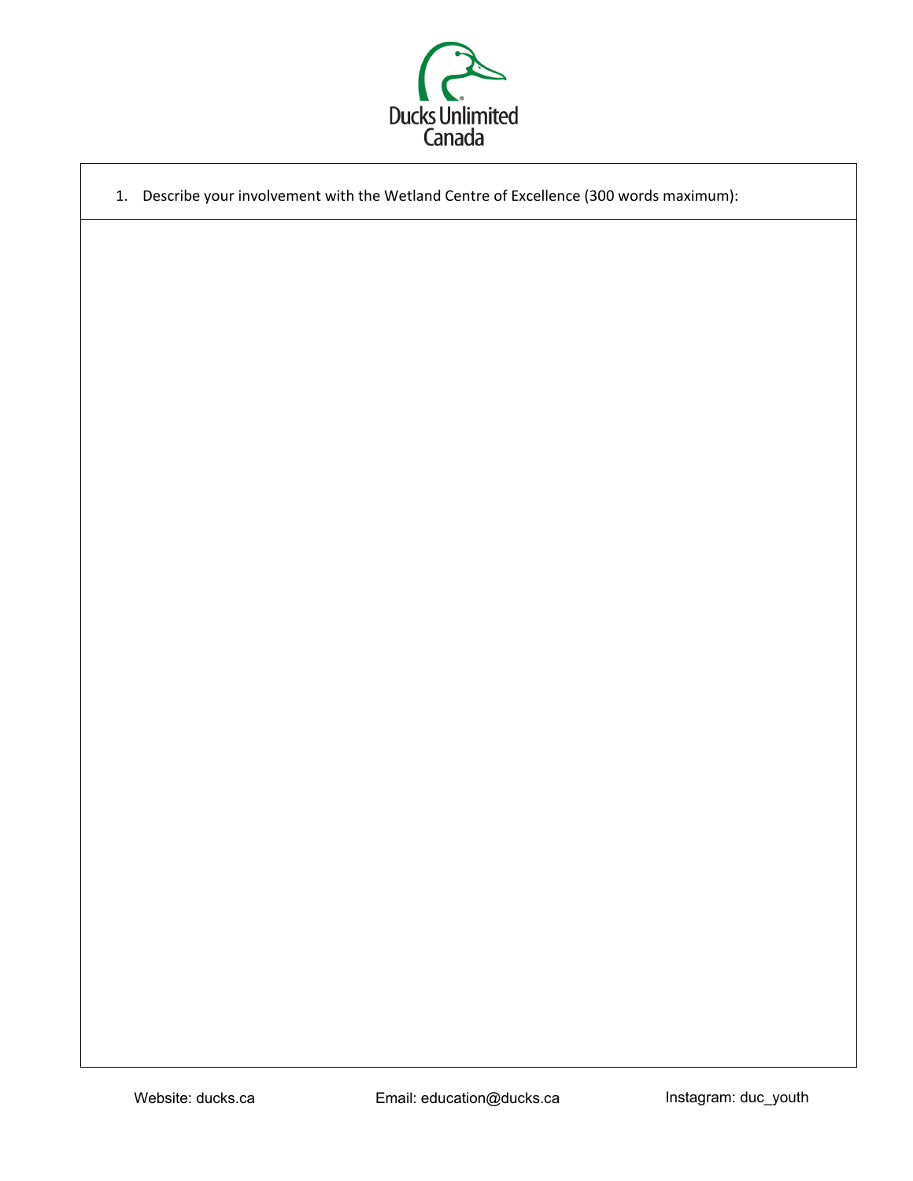Ducks Unlimited Canada

1. Describe your involvement with the Wetland Centre of Excellence (300 words maximum):

Website: ducks.ca Email: education@ducks.ca Instagram: duc_youth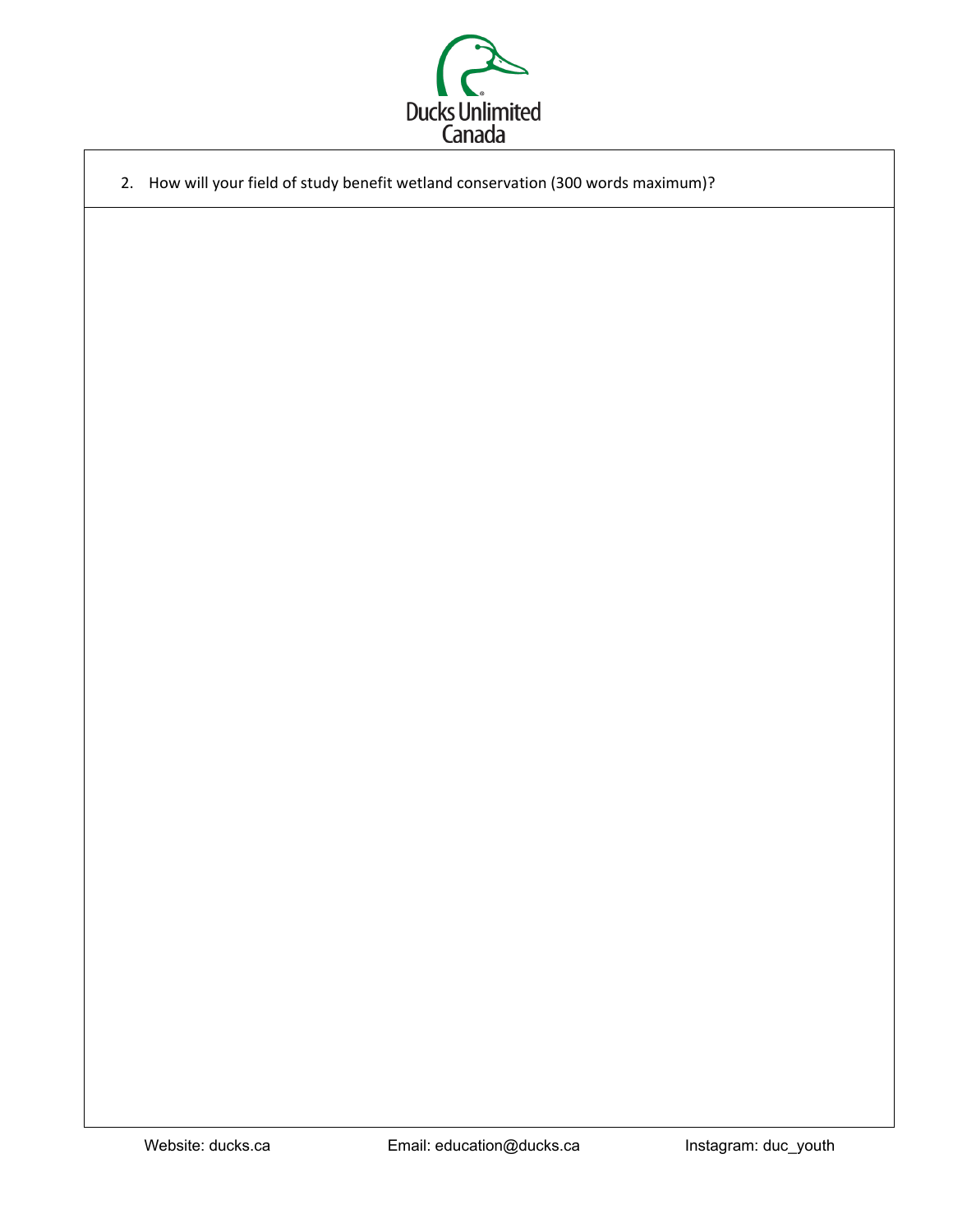Ducks Unlimited Canada

2. How will your field of study benefit wetland conservation (300 words maximum)?

Website: ducks.ca Email: education@ducks.ca Instagram: duc_youth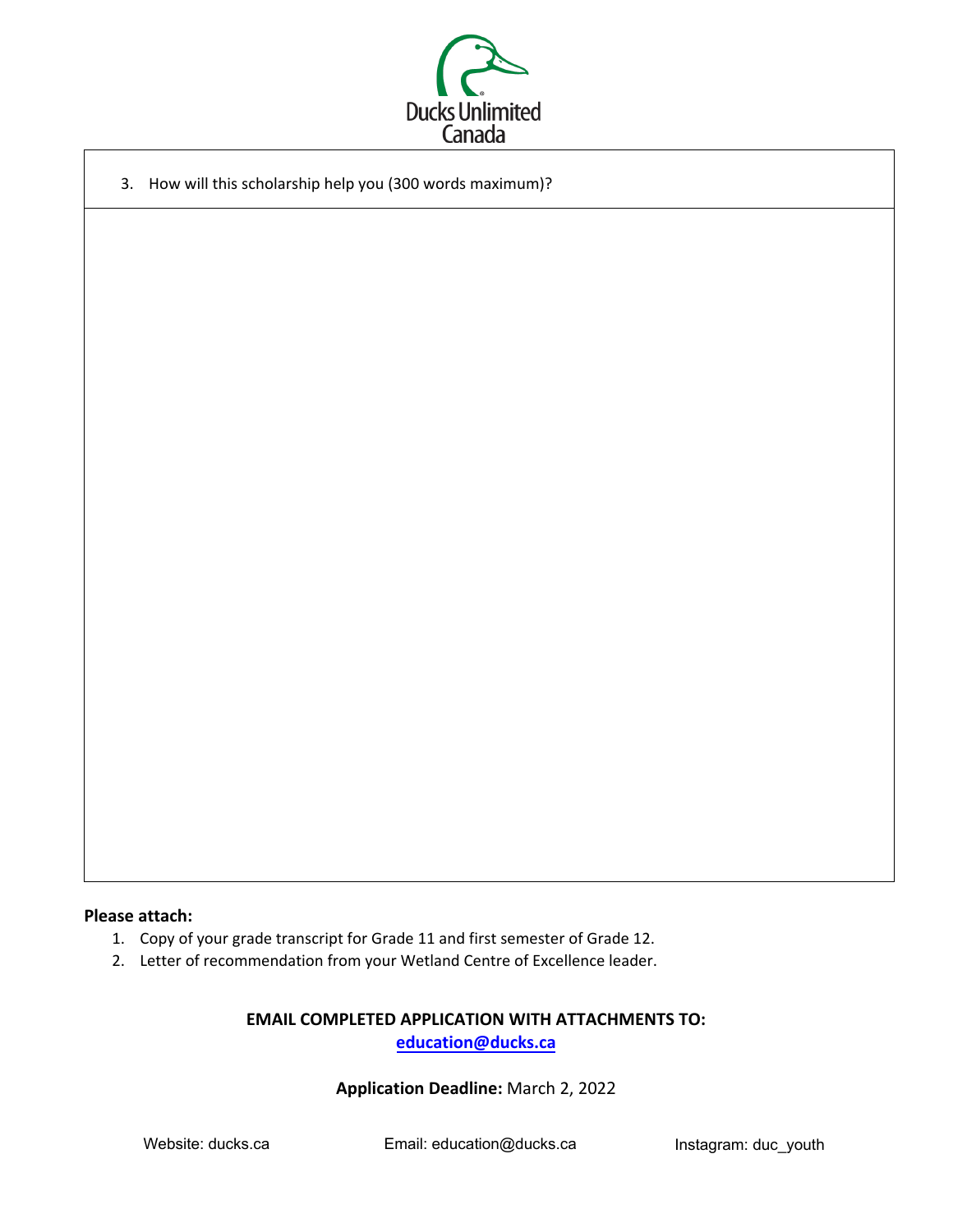Ducks Unlimited Canada

3. How will this scholarship help you (300 words maximum)?

**Please attach:**

1. Copy of your grade transcript for Grade 11 and first semester of Grade 12.
2. Letter of recommendation from your Wetland Centre of Excellence leader.

**EMAIL COMPLETED APPLICATION WITH ATTACHMENTS TO:**

**education@ducks.ca**

**Application Deadline:** March 2, 2022

Website: ducks.ca Email: education@ducks.ca Instagram: duc_youth